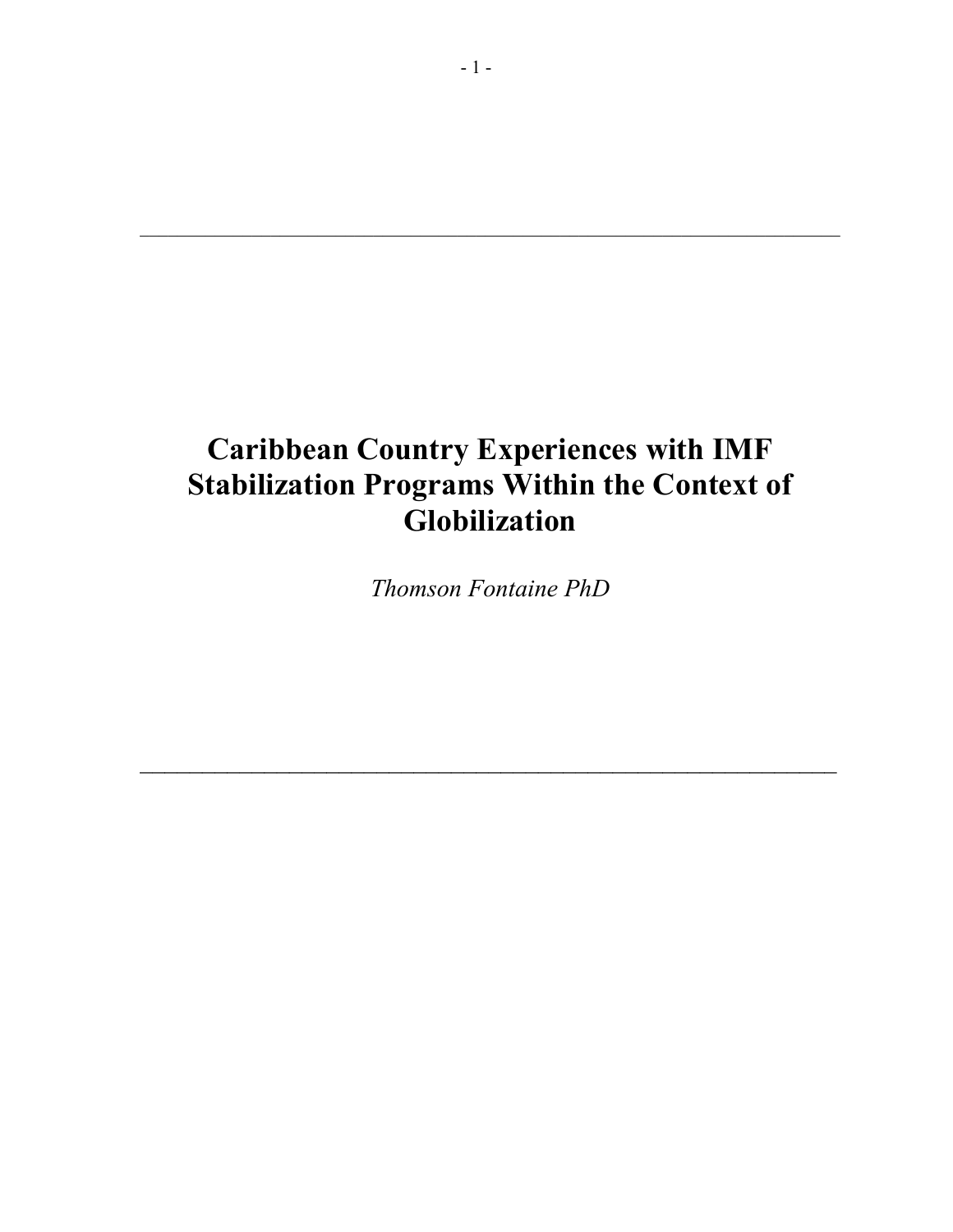# Caribbean Country Experiences with IMF Stabilization Programs Within the Context of Globilization

*Thomson Fontaine PhD*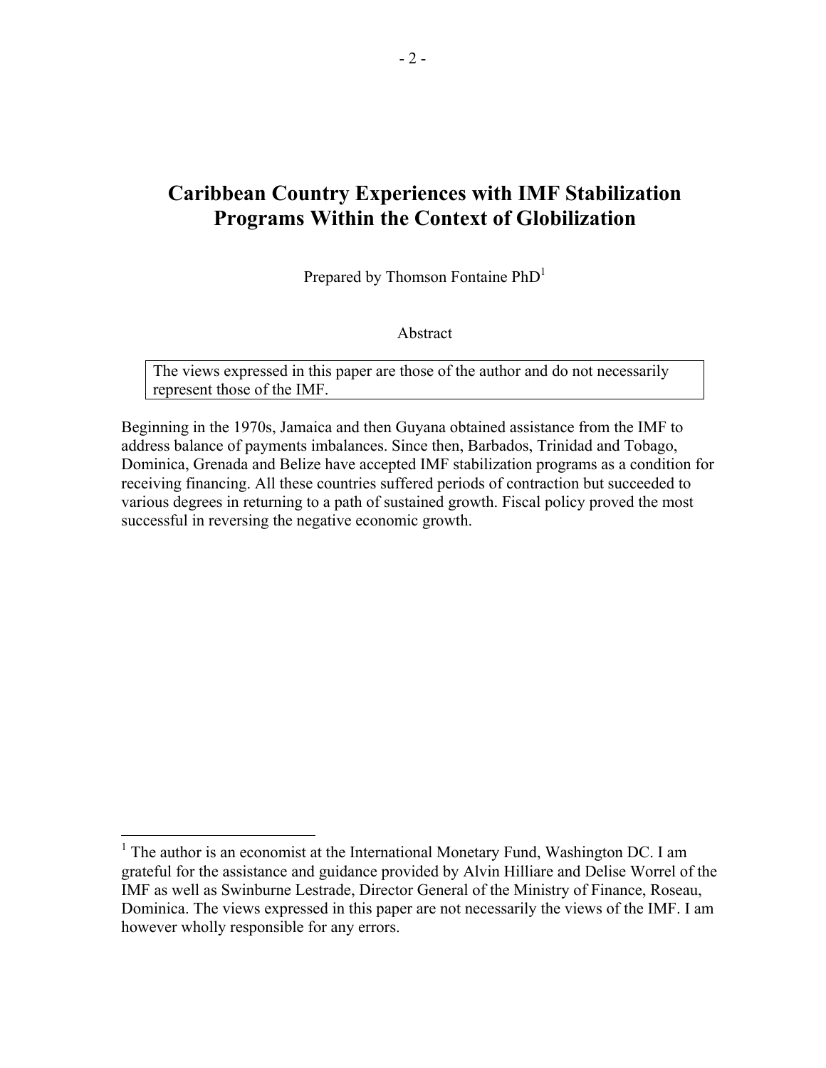# Caribbean Country Experiences with IMF Stabilization Programs Within the Context of Globilization

Prepared by Thomson Fontaine PhD[1]

Abstract

> The views expressed in this paper are those of the author and do not necessarily represent those of the IMF.

Beginning in the 1970s, Jamaica and then Guyana obtained assistance from the IMF to address balance of payments imbalances. Since then, Barbados, Trinidad and Tobago, Dominica, Grenada and Belize have accepted IMF stabilization programs as a condition for receiving financing. All these countries suffered periods of contraction but succeeded to various degrees in returning to a path of sustained growth. Fiscal policy proved the most successful in reversing the negative economic growth.

---

[1] The author is an economist at the International Monetary Fund, Washington DC. I am grateful for the assistance and guidance provided by Alvin Hilliare and Delise Worrel of the IMF as well as Swinburne Lestrade, Director General of the Ministry of Finance, Roseau, Dominica. The views expressed in this paper are not necessarily the views of the IMF. I am however wholly responsible for any errors.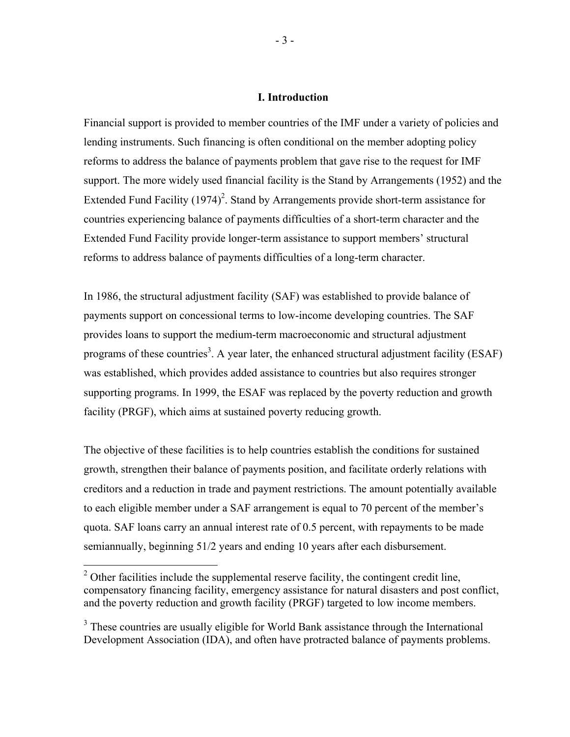## I. Introduction

Financial support is provided to member countries of the IMF under a variety of policies and lending instruments. Such financing is often conditional on the member adopting policy reforms to address the balance of payments problem that gave rise to the request for IMF support. The more widely used financial facility is the Stand by Arrangements (1952) and the Extended Fund Facility (1974)[2]. Stand by Arrangements provide short-term assistance for countries experiencing balance of payments difficulties of a short-term character and the Extended Fund Facility provide longer-term assistance to support members' structural reforms to address balance of payments difficulties of a long-term character.

In 1986, the structural adjustment facility (SAF) was established to provide balance of payments support on concessional terms to low-income developing countries. The SAF provides loans to support the medium-term macroeconomic and structural adjustment programs of these countries[3]. A year later, the enhanced structural adjustment facility (ESAF) was established, which provides added assistance to countries but also requires stronger supporting programs. In 1999, the ESAF was replaced by the poverty reduction and growth facility (PRGF), which aims at sustained poverty reducing growth.

The objective of these facilities is to help countries establish the conditions for sustained growth, strengthen their balance of payments position, and facilitate orderly relations with creditors and a reduction in trade and payment restrictions. The amount potentially available to each eligible member under a SAF arrangement is equal to 70 percent of the member's quota. SAF loans carry an annual interest rate of 0.5 percent, with repayments to be made semiannually, beginning 51/2 years and ending 10 years after each disbursement.

---

[2] Other facilities include the supplemental reserve facility, the contingent credit line, compensatory financing facility, emergency assistance for natural disasters and post conflict, and the poverty reduction and growth facility (PRGF) targeted to low income members.

[3] These countries are usually eligible for World Bank assistance through the International Development Association (IDA), and often have protracted balance of payments problems.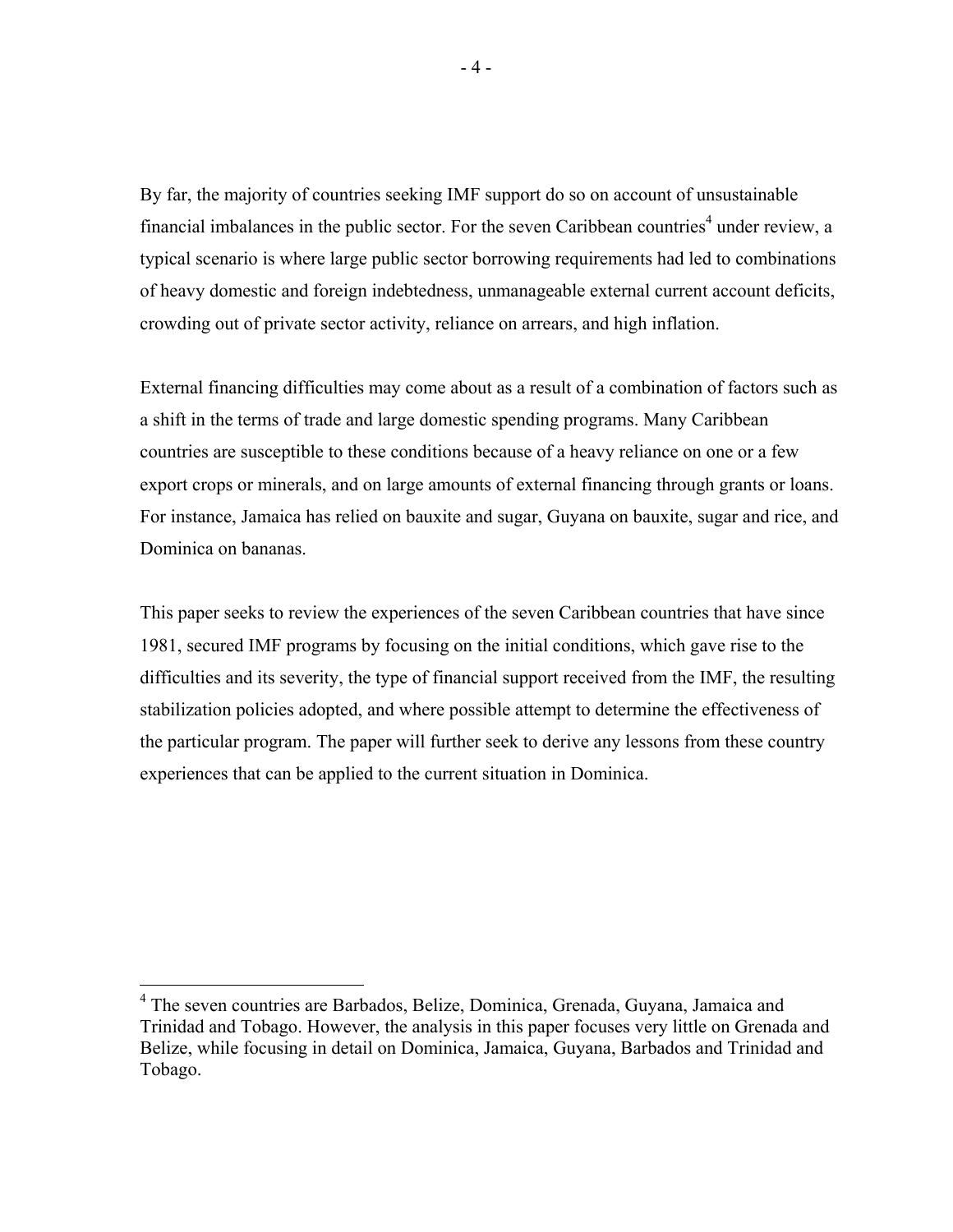By far, the majority of countries seeking IMF support do so on account of unsustainable financial imbalances in the public sector. For the seven Caribbean countries[4] under review, a typical scenario is where large public sector borrowing requirements had led to combinations of heavy domestic and foreign indebtedness, unmanageable external current account deficits, crowding out of private sector activity, reliance on arrears, and high inflation.

External financing difficulties may come about as a result of a combination of factors such as a shift in the terms of trade and large domestic spending programs. Many Caribbean countries are susceptible to these conditions because of a heavy reliance on one or a few export crops or minerals, and on large amounts of external financing through grants or loans. For instance, Jamaica has relied on bauxite and sugar, Guyana on bauxite, sugar and rice, and Dominica on bananas.

This paper seeks to review the experiences of the seven Caribbean countries that have since 1981, secured IMF programs by focusing on the initial conditions, which gave rise to the difficulties and its severity, the type of financial support received from the IMF, the resulting stabilization policies adopted, and where possible attempt to determine the effectiveness of the particular program. The paper will further seek to derive any lessons from these country experiences that can be applied to the current situation in Dominica.

---

[4] The seven countries are Barbados, Belize, Dominica, Grenada, Guyana, Jamaica and Trinidad and Tobago. However, the analysis in this paper focuses very little on Grenada and Belize, while focusing in detail on Dominica, Jamaica, Guyana, Barbados and Trinidad and Tobago.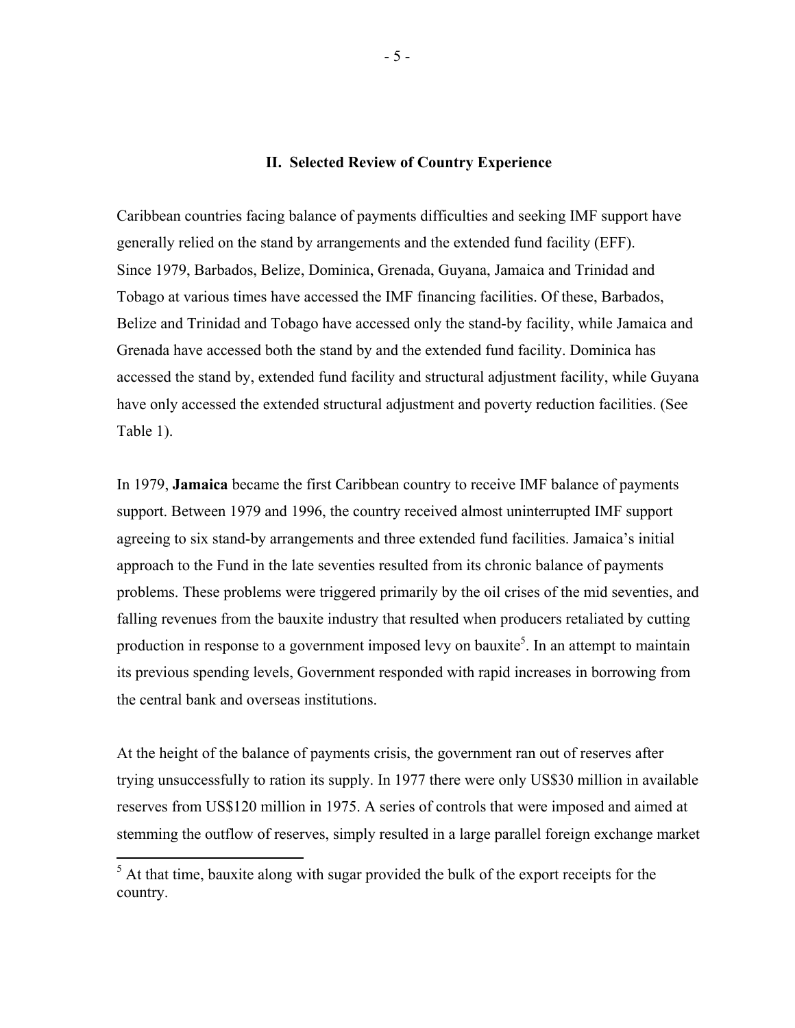## II. Selected Review of Country Experience

Caribbean countries facing balance of payments difficulties and seeking IMF support have generally relied on the stand by arrangements and the extended fund facility (EFF). Since 1979, Barbados, Belize, Dominica, Grenada, Guyana, Jamaica and Trinidad and Tobago at various times have accessed the IMF financing facilities. Of these, Barbados, Belize and Trinidad and Tobago have accessed only the stand-by facility, while Jamaica and Grenada have accessed both the stand by and the extended fund facility. Dominica has accessed the stand by, extended fund facility and structural adjustment facility, while Guyana have only accessed the extended structural adjustment and poverty reduction facilities. (See Table 1).

In 1979, **Jamaica** became the first Caribbean country to receive IMF balance of payments support. Between 1979 and 1996, the country received almost uninterrupted IMF support agreeing to six stand-by arrangements and three extended fund facilities. Jamaica's initial approach to the Fund in the late seventies resulted from its chronic balance of payments problems. These problems were triggered primarily by the oil crises of the mid seventies, and falling revenues from the bauxite industry that resulted when producers retaliated by cutting production in response to a government imposed levy on bauxite[5]. In an attempt to maintain its previous spending levels, Government responded with rapid increases in borrowing from the central bank and overseas institutions.

At the height of the balance of payments crisis, the government ran out of reserves after trying unsuccessfully to ration its supply. In 1977 there were only US$30 million in available reserves from US$120 million in 1975. A series of controls that were imposed and aimed at stemming the outflow of reserves, simply resulted in a large parallel foreign exchange market

[5] At that time, bauxite along with sugar provided the bulk of the export receipts for the country.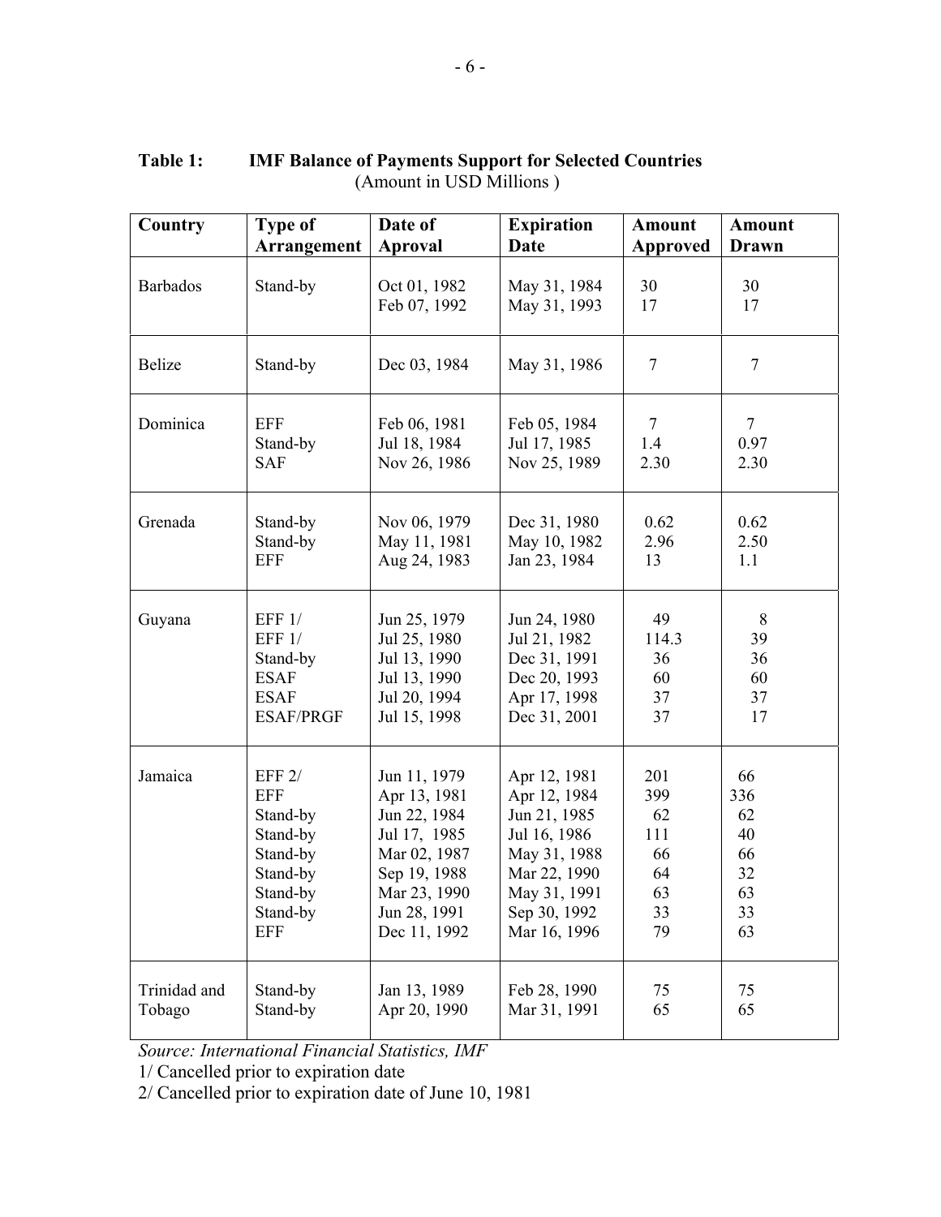**Table 1: IMF Balance of Payments Support for Selected Countries**
(Amount in USD Millions )

| Country | Type of Arrangement | Date of Aproval | Expiration Date | Amount Approved | Amount Drawn |
|---|---|---|---|---|---|
| Barbados | Stand-by | Oct 01, 1982 | May 31, 1984 | 30 | 30 |
| | | Feb 07, 1992 | May 31, 1993 | 17 | 17 |
| Belize | Stand-by | Dec 03, 1984 | May 31, 1986 | 7 | 7 |
| Dominica | EFF | Feb 06, 1981 | Feb 05, 1984 | 7 | 7 |
| | Stand-by | Jul 18, 1984 | Jul 17, 1985 | 1.4 | 0.97 |
| | SAF | Nov 26, 1986 | Nov 25, 1989 | 2.30 | 2.30 |
| Grenada | Stand-by | Nov 06, 1979 | Dec 31, 1980 | 0.62 | 0.62 |
| | Stand-by | May 11, 1981 | May 10, 1982 | 2.96 | 2.50 |
| | EFF | Aug 24, 1983 | Jan 23, 1984 | 13 | 1.1 |
| Guyana | EFF 1/ | Jun 25, 1979 | Jun 24, 1980 | 49 | 8 |
| | EFF 1/ | Jul 25, 1980 | Jul 21, 1982 | 114.3 | 39 |
| | Stand-by | Jul 13, 1990 | Dec 31, 1991 | 36 | 36 |
| | ESAF | Jul 13, 1990 | Dec 20, 1993 | 60 | 60 |
| | ESAF | Jul 20, 1994 | Apr 17, 1998 | 37 | 37 |
| | ESAF/PRGF | Jul 15, 1998 | Dec 31, 2001 | 37 | 17 |
| Jamaica | EFF 2/ | Jun 11, 1979 | Apr 12, 1981 | 201 | 66 |
| | EFF | Apr 13, 1981 | Apr 12, 1984 | 399 | 336 |
| | Stand-by | Jun 22, 1984 | Jun 21, 1985 | 62 | 62 |
| | Stand-by | Jul 17, 1985 | Jul 16, 1986 | 111 | 40 |
| | Stand-by | Mar 02, 1987 | May 31, 1988 | 66 | 66 |
| | Stand-by | Sep 19, 1988 | Mar 22, 1990 | 64 | 32 |
| | Stand-by | Mar 23, 1990 | May 31, 1991 | 63 | 63 |
| | Stand-by | Jun 28, 1991 | Sep 30, 1992 | 33 | 33 |
| | EFF | Dec 11, 1992 | Mar 16, 1996 | 79 | 63 |
| Trinidad and Tobago | Stand-by | Jan 13, 1989 | Feb 28, 1990 | 75 | 75 |
| | Stand-by | Apr 20, 1990 | Mar 31, 1991 | 65 | 65 |

*Source: International Financial Statistics, IMF*

1/ Cancelled prior to expiration date

2/ Cancelled prior to expiration date of June 10, 1981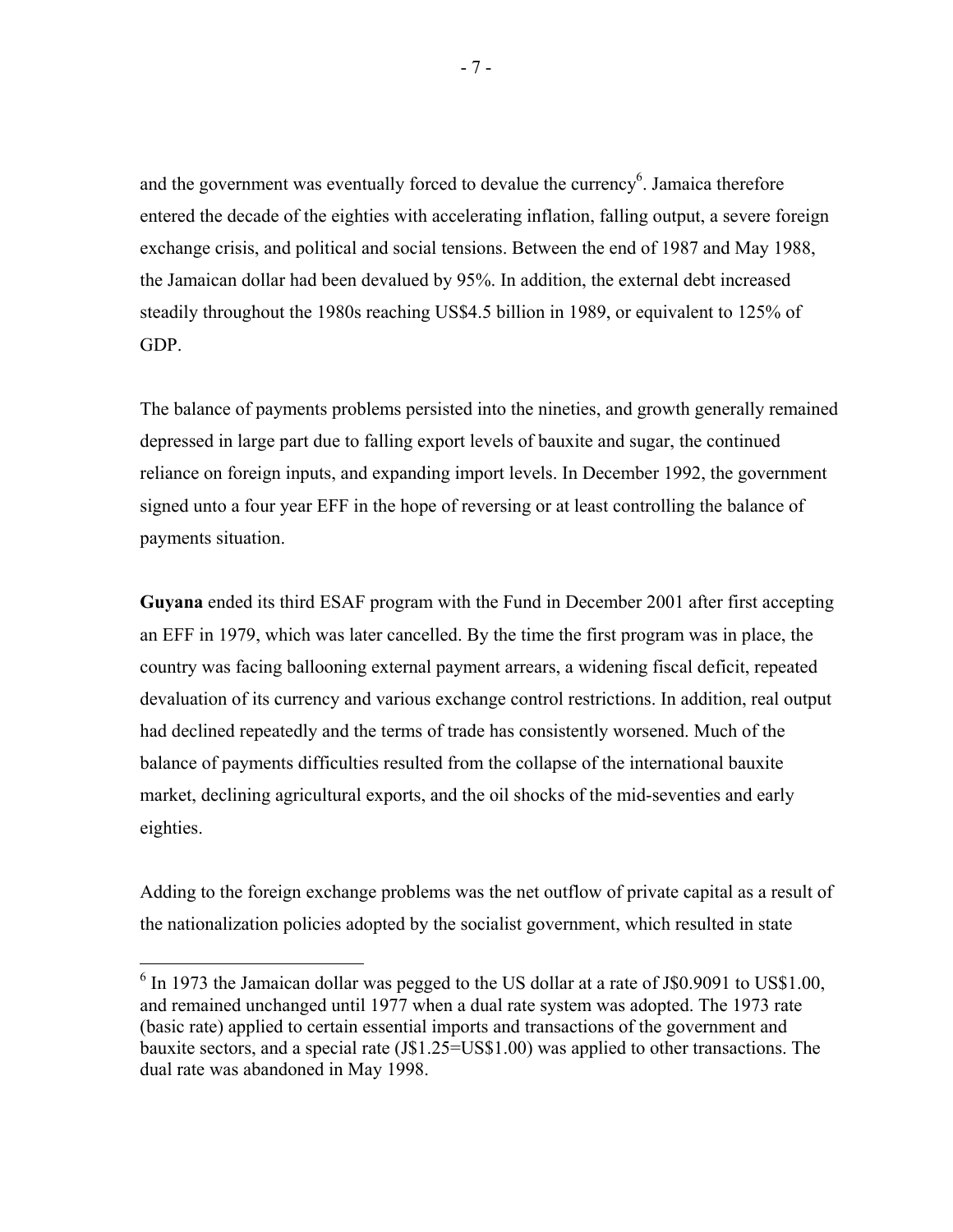and the government was eventually forced to devalue the currency[6]. Jamaica therefore entered the decade of the eighties with accelerating inflation, falling output, a severe foreign exchange crisis, and political and social tensions. Between the end of 1987 and May 1988, the Jamaican dollar had been devalued by 95%. In addition, the external debt increased steadily throughout the 1980s reaching US$4.5 billion in 1989, or equivalent to 125% of GDP.

The balance of payments problems persisted into the nineties, and growth generally remained depressed in large part due to falling export levels of bauxite and sugar, the continued reliance on foreign inputs, and expanding import levels. In December 1992, the government signed unto a four year EFF in the hope of reversing or at least controlling the balance of payments situation.

**Guyana** ended its third ESAF program with the Fund in December 2001 after first accepting an EFF in 1979, which was later cancelled. By the time the first program was in place, the country was facing ballooning external payment arrears, a widening fiscal deficit, repeated devaluation of its currency and various exchange control restrictions. In addition, real output had declined repeatedly and the terms of trade has consistently worsened. Much of the balance of payments difficulties resulted from the collapse of the international bauxite market, declining agricultural exports, and the oil shocks of the mid-seventies and early eighties.

Adding to the foreign exchange problems was the net outflow of private capital as a result of the nationalization policies adopted by the socialist government, which resulted in state

[6] In 1973 the Jamaican dollar was pegged to the US dollar at a rate of J$0.9091 to US$1.00, and remained unchanged until 1977 when a dual rate system was adopted. The 1973 rate (basic rate) applied to certain essential imports and transactions of the government and bauxite sectors, and a special rate (J$1.25=US$1.00) was applied to other transactions. The dual rate was abandoned in May 1998.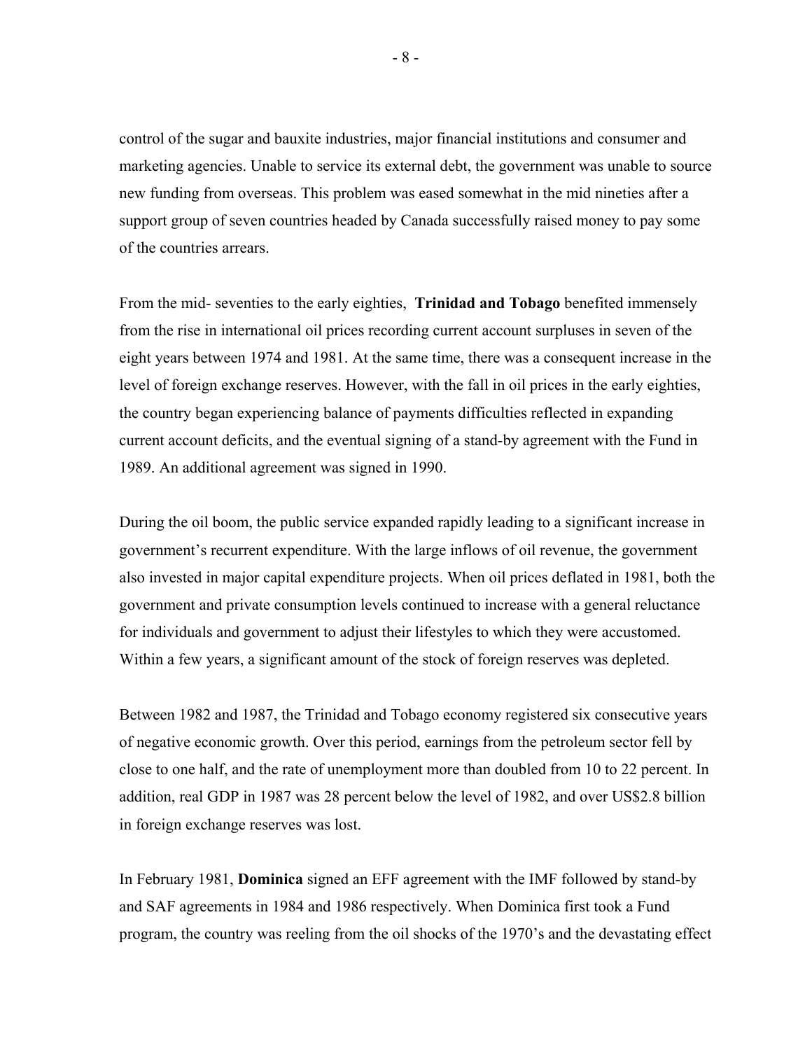control of the sugar and bauxite industries, major financial institutions and consumer and marketing agencies. Unable to service its external debt, the government was unable to source new funding from overseas. This problem was eased somewhat in the mid nineties after a support group of seven countries headed by Canada successfully raised money to pay some of the countries arrears.

From the mid- seventies to the early eighties, **Trinidad and Tobago** benefited immensely from the rise in international oil prices recording current account surpluses in seven of the eight years between 1974 and 1981. At the same time, there was a consequent increase in the level of foreign exchange reserves. However, with the fall in oil prices in the early eighties, the country began experiencing balance of payments difficulties reflected in expanding current account deficits, and the eventual signing of a stand-by agreement with the Fund in 1989. An additional agreement was signed in 1990.

During the oil boom, the public service expanded rapidly leading to a significant increase in government's recurrent expenditure. With the large inflows of oil revenue, the government also invested in major capital expenditure projects. When oil prices deflated in 1981, both the government and private consumption levels continued to increase with a general reluctance for individuals and government to adjust their lifestyles to which they were accustomed. Within a few years, a significant amount of the stock of foreign reserves was depleted.

Between 1982 and 1987, the Trinidad and Tobago economy registered six consecutive years of negative economic growth. Over this period, earnings from the petroleum sector fell by close to one half, and the rate of unemployment more than doubled from 10 to 22 percent. In addition, real GDP in 1987 was 28 percent below the level of 1982, and over US$2.8 billion in foreign exchange reserves was lost.

In February 1981, **Dominica** signed an EFF agreement with the IMF followed by stand-by and SAF agreements in 1984 and 1986 respectively. When Dominica first took a Fund program, the country was reeling from the oil shocks of the 1970's and the devastating effect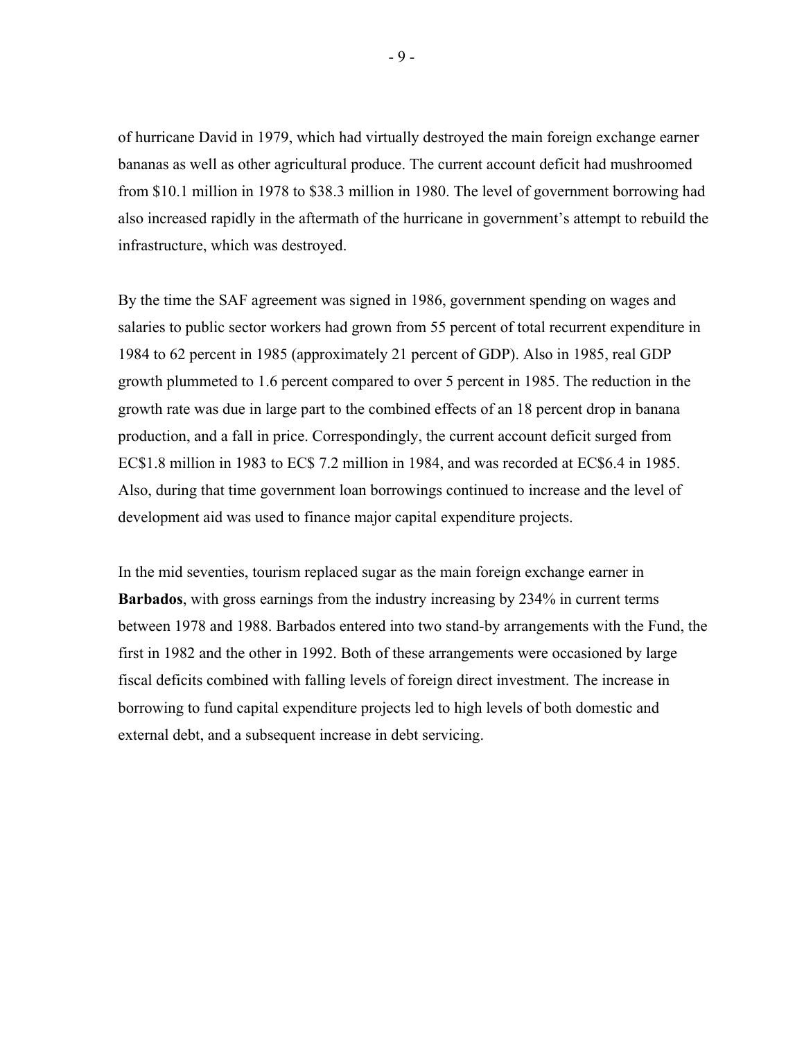of hurricane David in 1979, which had virtually destroyed the main foreign exchange earner bananas as well as other agricultural produce. The current account deficit had mushroomed from $10.1 million in 1978 to $38.3 million in 1980. The level of government borrowing had also increased rapidly in the aftermath of the hurricane in government's attempt to rebuild the infrastructure, which was destroyed.

By the time the SAF agreement was signed in 1986, government spending on wages and salaries to public sector workers had grown from 55 percent of total recurrent expenditure in 1984 to 62 percent in 1985 (approximately 21 percent of GDP). Also in 1985, real GDP growth plummeted to 1.6 percent compared to over 5 percent in 1985. The reduction in the growth rate was due in large part to the combined effects of an 18 percent drop in banana production, and a fall in price. Correspondingly, the current account deficit surged from EC$1.8 million in 1983 to EC$ 7.2 million in 1984, and was recorded at EC$6.4 in 1985. Also, during that time government loan borrowings continued to increase and the level of development aid was used to finance major capital expenditure projects.

In the mid seventies, tourism replaced sugar as the main foreign exchange earner in **Barbados**, with gross earnings from the industry increasing by 234% in current terms between 1978 and 1988. Barbados entered into two stand-by arrangements with the Fund, the first in 1982 and the other in 1992. Both of these arrangements were occasioned by large fiscal deficits combined with falling levels of foreign direct investment. The increase in borrowing to fund capital expenditure projects led to high levels of both domestic and external debt, and a subsequent increase in debt servicing.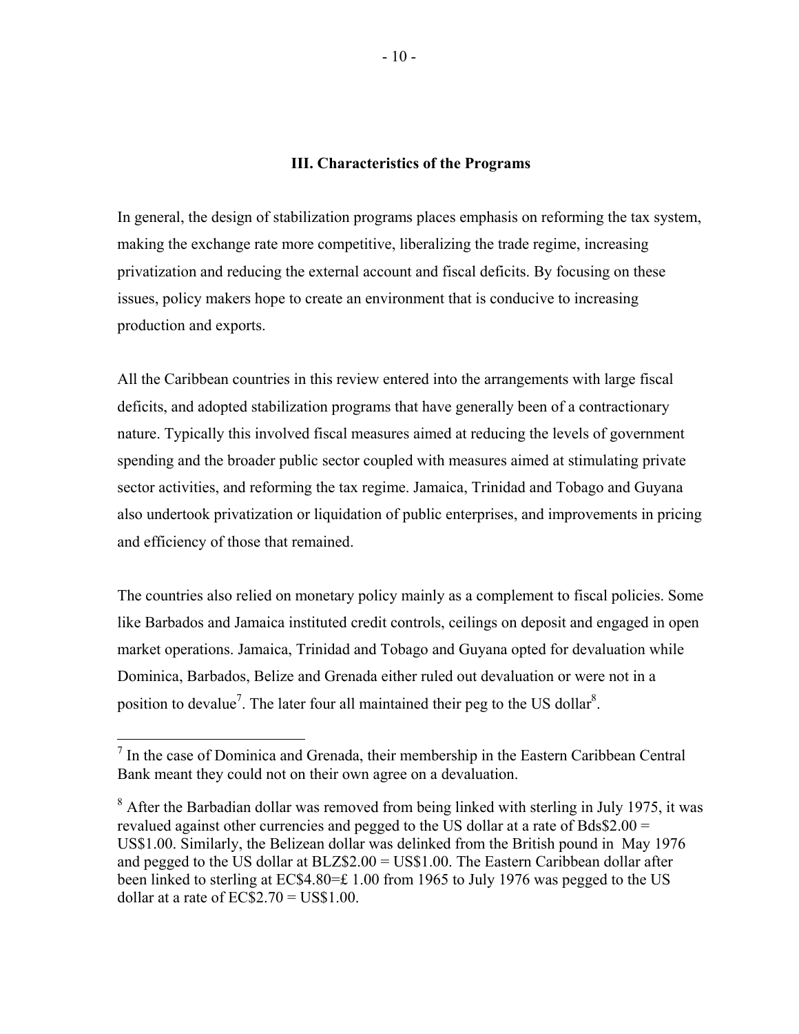## III. Characteristics of the Programs

In general, the design of stabilization programs places emphasis on reforming the tax system, making the exchange rate more competitive, liberalizing the trade regime, increasing privatization and reducing the external account and fiscal deficits. By focusing on these issues, policy makers hope to create an environment that is conducive to increasing production and exports.

All the Caribbean countries in this review entered into the arrangements with large fiscal deficits, and adopted stabilization programs that have generally been of a contractionary nature. Typically this involved fiscal measures aimed at reducing the levels of government spending and the broader public sector coupled with measures aimed at stimulating private sector activities, and reforming the tax regime. Jamaica, Trinidad and Tobago and Guyana also undertook privatization or liquidation of public enterprises, and improvements in pricing and efficiency of those that remained.

The countries also relied on monetary policy mainly as a complement to fiscal policies. Some like Barbados and Jamaica instituted credit controls, ceilings on deposit and engaged in open market operations. Jamaica, Trinidad and Tobago and Guyana opted for devaluation while Dominica, Barbados, Belize and Grenada either ruled out devaluation or were not in a position to devalue[7]. The later four all maintained their peg to the US dollar[8].

---

[7] In the case of Dominica and Grenada, their membership in the Eastern Caribbean Central Bank meant they could not on their own agree on a devaluation.

[8] After the Barbadian dollar was removed from being linked with sterling in July 1975, it was revalued against other currencies and pegged to the US dollar at a rate of Bds$2.00 = US$1.00. Similarly, the Belizean dollar was delinked from the British pound in May 1976 and pegged to the US dollar at BLZ$2.00 = US$1.00. The Eastern Caribbean dollar after been linked to sterling at EC$4.80=£ 1.00 from 1965 to July 1976 was pegged to the US dollar at a rate of EC$2.70 = US$1.00.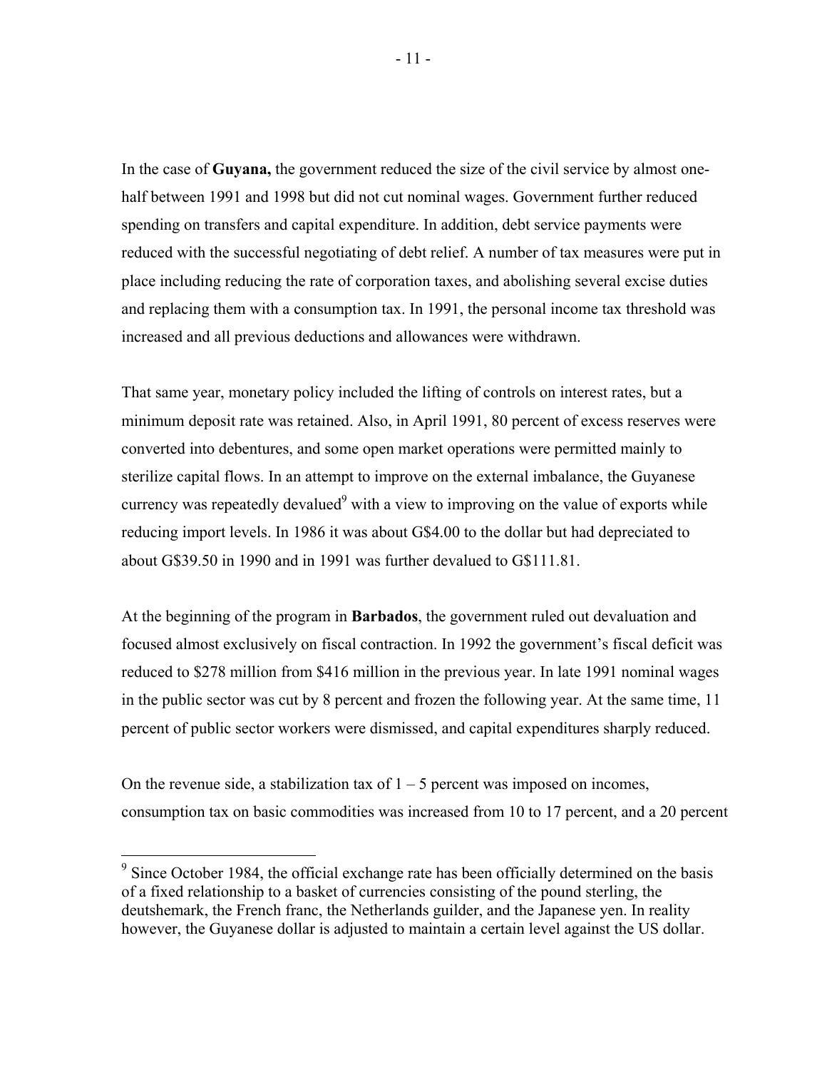In the case of **Guyana,** the government reduced the size of the civil service by almost one-half between 1991 and 1998 but did not cut nominal wages. Government further reduced spending on transfers and capital expenditure. In addition, debt service payments were reduced with the successful negotiating of debt relief. A number of tax measures were put in place including reducing the rate of corporation taxes, and abolishing several excise duties and replacing them with a consumption tax. In 1991, the personal income tax threshold was increased and all previous deductions and allowances were withdrawn.

That same year, monetary policy included the lifting of controls on interest rates, but a minimum deposit rate was retained. Also, in April 1991, 80 percent of excess reserves were converted into debentures, and some open market operations were permitted mainly to sterilize capital flows. In an attempt to improve on the external imbalance, the Guyanese currency was repeatedly devalued[9] with a view to improving on the value of exports while reducing import levels. In 1986 it was about G$4.00 to the dollar but had depreciated to about G$39.50 in 1990 and in 1991 was further devalued to G$111.81.

At the beginning of the program in **Barbados**, the government ruled out devaluation and focused almost exclusively on fiscal contraction. In 1992 the government's fiscal deficit was reduced to $278 million from $416 million in the previous year. In late 1991 nominal wages in the public sector was cut by 8 percent and frozen the following year. At the same time, 11 percent of public sector workers were dismissed, and capital expenditures sharply reduced.

On the revenue side, a stabilization tax of 1 – 5 percent was imposed on incomes, consumption tax on basic commodities was increased from 10 to 17 percent, and a 20 percent

---

[9] Since October 1984, the official exchange rate has been officially determined on the basis of a fixed relationship to a basket of currencies consisting of the pound sterling, the deutshemark, the French franc, the Netherlands guilder, and the Japanese yen. In reality however, the Guyanese dollar is adjusted to maintain a certain level against the US dollar.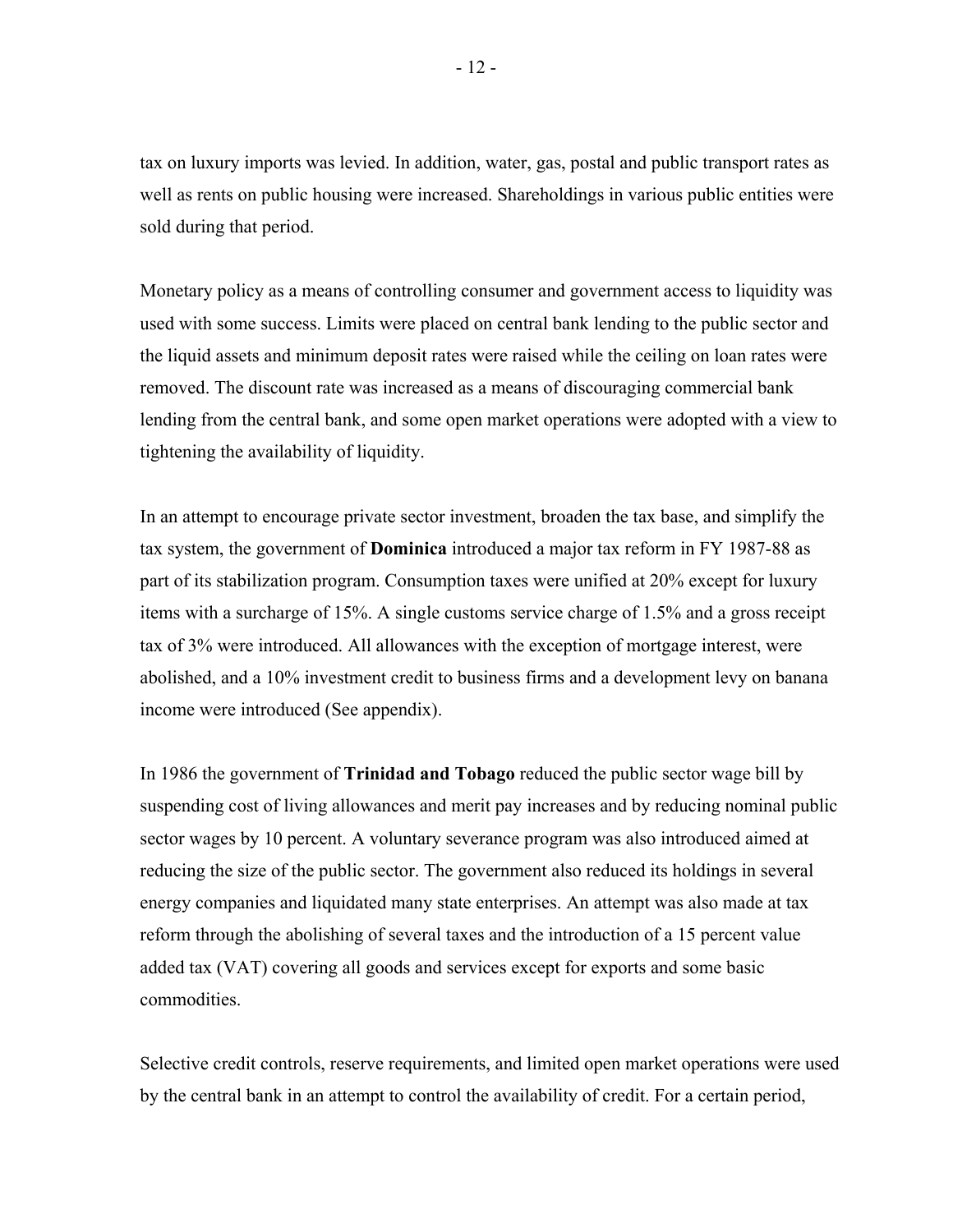tax on luxury imports was levied. In addition, water, gas, postal and public transport rates as well as rents on public housing were increased. Shareholdings in various public entities were sold during that period.

Monetary policy as a means of controlling consumer and government access to liquidity was used with some success. Limits were placed on central bank lending to the public sector and the liquid assets and minimum deposit rates were raised while the ceiling on loan rates were removed. The discount rate was increased as a means of discouraging commercial bank lending from the central bank, and some open market operations were adopted with a view to tightening the availability of liquidity.

In an attempt to encourage private sector investment, broaden the tax base, and simplify the tax system, the government of **Dominica** introduced a major tax reform in FY 1987-88 as part of its stabilization program. Consumption taxes were unified at 20% except for luxury items with a surcharge of 15%. A single customs service charge of 1.5% and a gross receipt tax of 3% were introduced. All allowances with the exception of mortgage interest, were abolished, and a 10% investment credit to business firms and a development levy on banana income were introduced (See appendix).

In 1986 the government of **Trinidad and Tobago** reduced the public sector wage bill by suspending cost of living allowances and merit pay increases and by reducing nominal public sector wages by 10 percent. A voluntary severance program was also introduced aimed at reducing the size of the public sector. The government also reduced its holdings in several energy companies and liquidated many state enterprises. An attempt was also made at tax reform through the abolishing of several taxes and the introduction of a 15 percent value added tax (VAT) covering all goods and services except for exports and some basic commodities.

Selective credit controls, reserve requirements, and limited open market operations were used by the central bank in an attempt to control the availability of credit. For a certain period,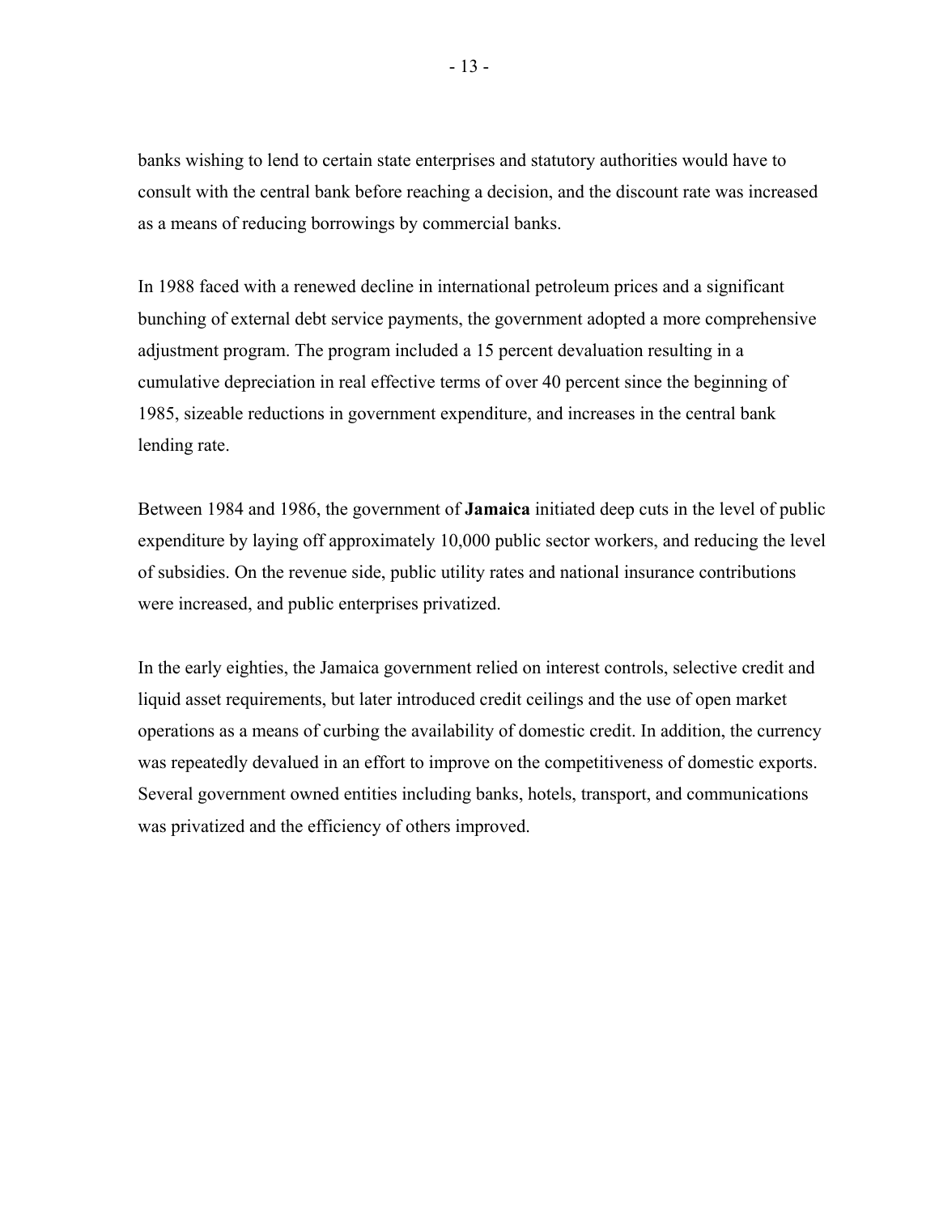banks wishing to lend to certain state enterprises and statutory authorities would have to consult with the central bank before reaching a decision, and the discount rate was increased as a means of reducing borrowings by commercial banks.

In 1988 faced with a renewed decline in international petroleum prices and a significant bunching of external debt service payments, the government adopted a more comprehensive adjustment program. The program included a 15 percent devaluation resulting in a cumulative depreciation in real effective terms of over 40 percent since the beginning of 1985, sizeable reductions in government expenditure, and increases in the central bank lending rate.

Between 1984 and 1986, the government of **Jamaica** initiated deep cuts in the level of public expenditure by laying off approximately 10,000 public sector workers, and reducing the level of subsidies. On the revenue side, public utility rates and national insurance contributions were increased, and public enterprises privatized.

In the early eighties, the Jamaica government relied on interest controls, selective credit and liquid asset requirements, but later introduced credit ceilings and the use of open market operations as a means of curbing the availability of domestic credit. In addition, the currency was repeatedly devalued in an effort to improve on the competitiveness of domestic exports. Several government owned entities including banks, hotels, transport, and communications was privatized and the efficiency of others improved.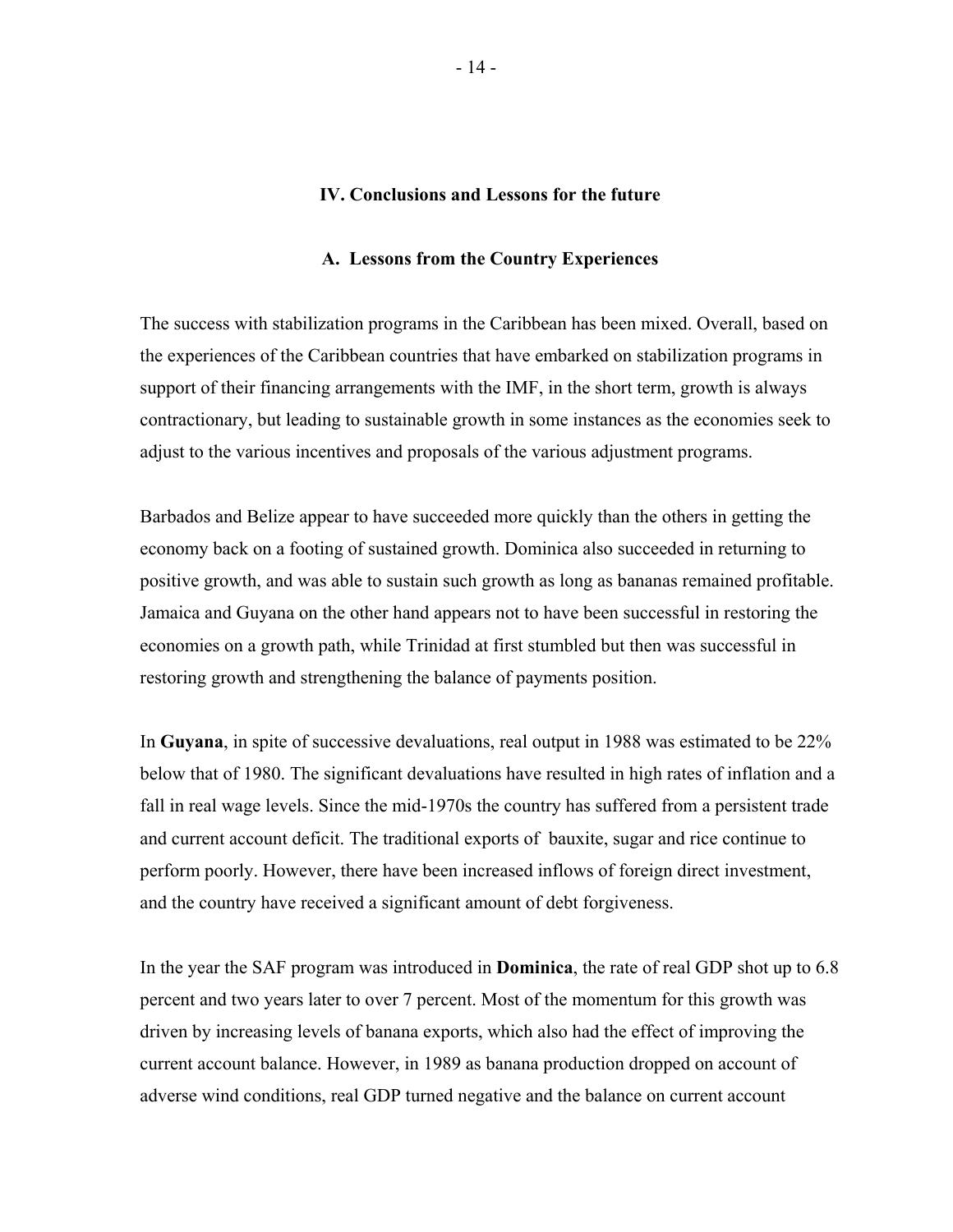## IV. Conclusions and Lessons for the future

### A. Lessons from the Country Experiences

The success with stabilization programs in the Caribbean has been mixed. Overall, based on the experiences of the Caribbean countries that have embarked on stabilization programs in support of their financing arrangements with the IMF, in the short term, growth is always contractionary, but leading to sustainable growth in some instances as the economies seek to adjust to the various incentives and proposals of the various adjustment programs.

Barbados and Belize appear to have succeeded more quickly than the others in getting the economy back on a footing of sustained growth. Dominica also succeeded in returning to positive growth, and was able to sustain such growth as long as bananas remained profitable. Jamaica and Guyana on the other hand appears not to have been successful in restoring the economies on a growth path, while Trinidad at first stumbled but then was successful in restoring growth and strengthening the balance of payments position.

In **Guyana**, in spite of successive devaluations, real output in 1988 was estimated to be 22% below that of 1980. The significant devaluations have resulted in high rates of inflation and a fall in real wage levels. Since the mid-1970s the country has suffered from a persistent trade and current account deficit. The traditional exports of bauxite, sugar and rice continue to perform poorly. However, there have been increased inflows of foreign direct investment, and the country have received a significant amount of debt forgiveness.

In the year the SAF program was introduced in **Dominica**, the rate of real GDP shot up to 6.8 percent and two years later to over 7 percent. Most of the momentum for this growth was driven by increasing levels of banana exports, which also had the effect of improving the current account balance. However, in 1989 as banana production dropped on account of adverse wind conditions, real GDP turned negative and the balance on current account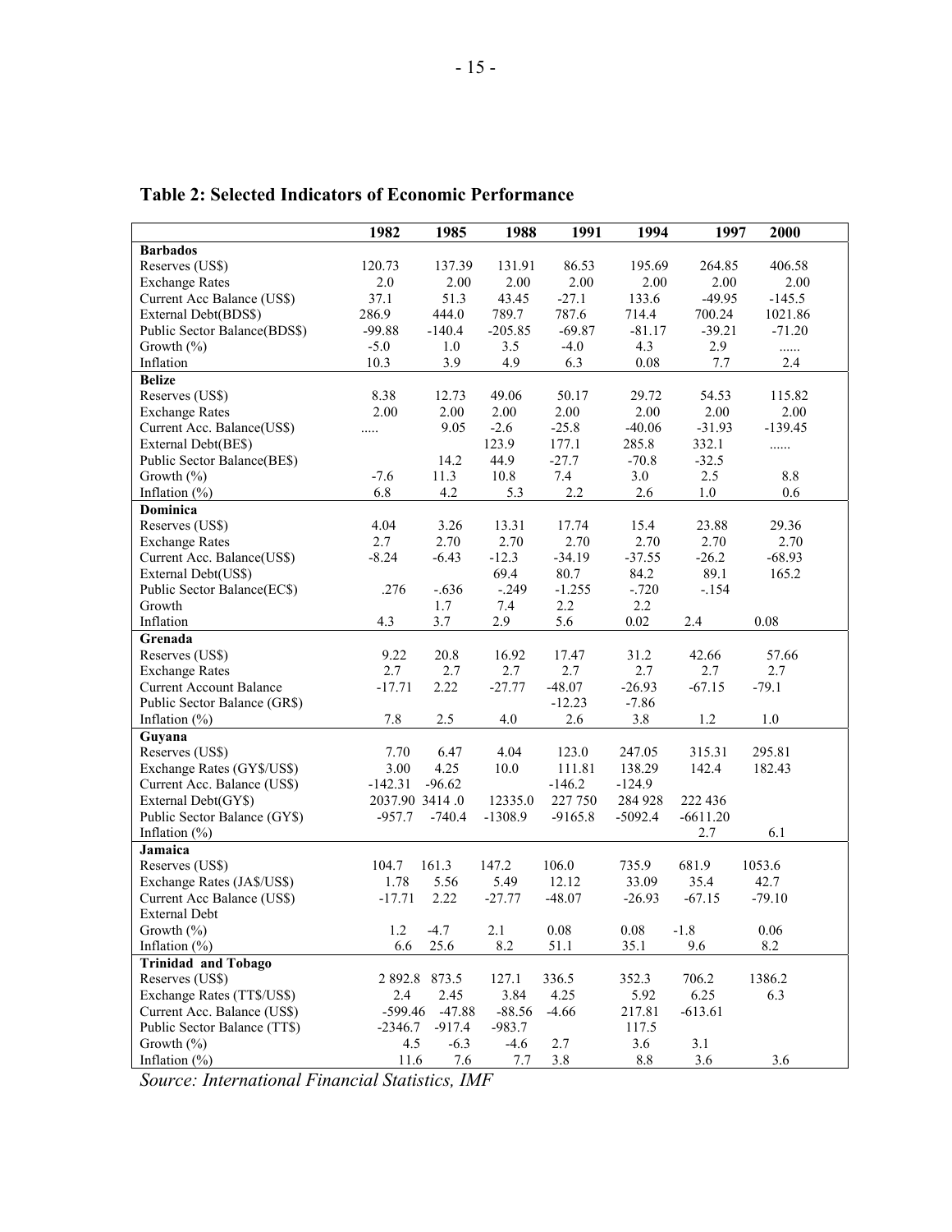**Table 2: Selected Indicators of Economic Performance**

| | 1982 | 1985 | 1988 | 1991 | 1994 | 1997 | 2000 |
|---|---|---|---|---|---|---|---|
| **Barbados** | | | | | | | |
| Reserves (US$) | 120.73 | 137.39 | 131.91 | 86.53 | 195.69 | 264.85 | 406.58 |
| Exchange Rates | 2.0 | 2.00 | 2.00 | 2.00 | 2.00 | 2.00 | 2.00 |
| Current Acc Balance (US$) | 37.1 | 51.3 | 43.45 | -27.1 | 133.6 | -49.95 | -145.5 |
| External Debt(BDS$) | 286.9 | 444.0 | 789.7 | 787.6 | 714.4 | 700.24 | 1021.86 |
| Public Sector Balance(BDS$) | -99.88 | -140.4 | -205.85 | -69.87 | -81.17 | -39.21 | -71.20 |
| Growth (%) | -5.0 | 1.0 | 3.5 | -4.0 | 4.3 | 2.9 | ...... |
| Inflation | 10.3 | 3.9 | 4.9 | 6.3 | 0.08 | 7.7 | 2.4 |
| **Belize** | | | | | | | |
| Reserves (US$) | 8.38 | 12.73 | 49.06 | 50.17 | 29.72 | 54.53 | 115.82 |
| Exchange Rates | 2.00 | 2.00 | 2.00 | 2.00 | 2.00 | 2.00 | 2.00 |
| Current Acc. Balance(US$) | ..... | 9.05 | -2.6 | -25.8 | -40.06 | -31.93 | -139.45 |
| External Debt(BE$) | | | 123.9 | 177.1 | 285.8 | 332.1 | ...... |
| Public Sector Balance(BE$) | | 14.2 | 44.9 | -27.7 | -70.8 | -32.5 | |
| Growth (%) | -7.6 | 11.3 | 10.8 | 7.4 | 3.0 | 2.5 | 8.8 |
| Inflation (%) | 6.8 | 4.2 | 5.3 | 2.2 | 2.6 | 1.0 | 0.6 |
| **Dominica** | | | | | | | |
| Reserves (US$) | 4.04 | 3.26 | 13.31 | 17.74 | 15.4 | 23.88 | 29.36 |
| Exchange Rates | 2.7 | 2.70 | 2.70 | 2.70 | 2.70 | 2.70 | 2.70 |
| Current Acc. Balance(US$) | -8.24 | -6.43 | -12.3 | -34.19 | -37.55 | -26.2 | -68.93 |
| External Debt(US$) | | | 69.4 | 80.7 | 84.2 | 89.1 | 165.2 |
| Public Sector Balance(EC$) | .276 | -.636 | -.249 | -1.255 | -.720 | -.154 | |
| Growth | | 1.7 | 7.4 | 2.2 | 2.2 | | |
| Inflation | 4.3 | 3.7 | 2.9 | 5.6 | 0.02 | 2.4 | 0.08 |
| **Grenada** | | | | | | | |
| Reserves (US$) | 9.22 | 20.8 | 16.92 | 17.47 | 31.2 | 42.66 | 57.66 |
| Exchange Rates | 2.7 | 2.7 | 2.7 | 2.7 | 2.7 | 2.7 | 2.7 |
| Current Account Balance | -17.71 | 2.22 | -27.77 | -48.07 | -26.93 | -67.15 | -79.1 |
| Public Sector Balance (GR$) | | | | -12.23 | -7.86 | | |
| Inflation (%) | 7.8 | 2.5 | 4.0 | 2.6 | 3.8 | 1.2 | 1.0 |
| **Guyana** | | | | | | | |
| Reserves (US$) | 7.70 | 6.47 | 4.04 | 123.0 | 247.05 | 315.31 | 295.81 |
| Exchange Rates (GY$/US$) | 3.00 | 4.25 | 10.0 | 111.81 | 138.29 | 142.4 | 182.43 |
| Current Acc. Balance (US$) | -142.31 | -96.62 | | -146.2 | -124.9 | | |
| External Debt(GY$) | 2037.90 | 3414 .0 | 12335.0 | 227 750 | 284 928 | 222 436 | |
| Public Sector Balance (GY$) | -957.7 | -740.4 | -1308.9 | -9165.8 | -5092.4 | -6611.20 | |
| Inflation (%) | | | | | | 2.7 | 6.1 |
| **Jamaica** | | | | | | | |
| Reserves (US$) | 104.7 | 161.3 | 147.2 | 106.0 | 735.9 | 681.9 | 1053.6 |
| Exchange Rates (JA$/US$) | 1.78 | 5.56 | 5.49 | 12.12 | 33.09 | 35.4 | 42.7 |
| Current Acc Balance (US$) | -17.71 | 2.22 | -27.77 | -48.07 | -26.93 | -67.15 | -79.10 |
| External Debt | | | | | | | |
| Growth (%) | 1.2 | -4.7 | 2.1 | 0.08 | 0.08 | -1.8 | 0.06 |
| Inflation (%) | 6.6 | 25.6 | 8.2 | 51.1 | 35.1 | 9.6 | 8.2 |
| **Trinidad and Tobago** | | | | | | | |
| Reserves (US$) | 2 892.8 | 873.5 | 127.1 | 336.5 | 352.3 | 706.2 | 1386.2 |
| Exchange Rates (TT$/US$) | 2.4 | 2.45 | 3.84 | 4.25 | 5.92 | 6.25 | 6.3 |
| Current Acc. Balance (US$) | -599.46 | -47.88 | -88.56 | -4.66 | 217.81 | -613.61 | |
| Public Sector Balance (TT$) | -2346.7 | -917.4 | -983.7 | | 117.5 | | |
| Growth (%) | 4.5 | -6.3 | -4.6 | 2.7 | 3.6 | 3.1 | |
| Inflation (%) | 11.6 | 7.6 | 7.7 | 3.8 | 8.8 | 3.6 | 3.6 |

*Source: International Financial Statistics, IMF*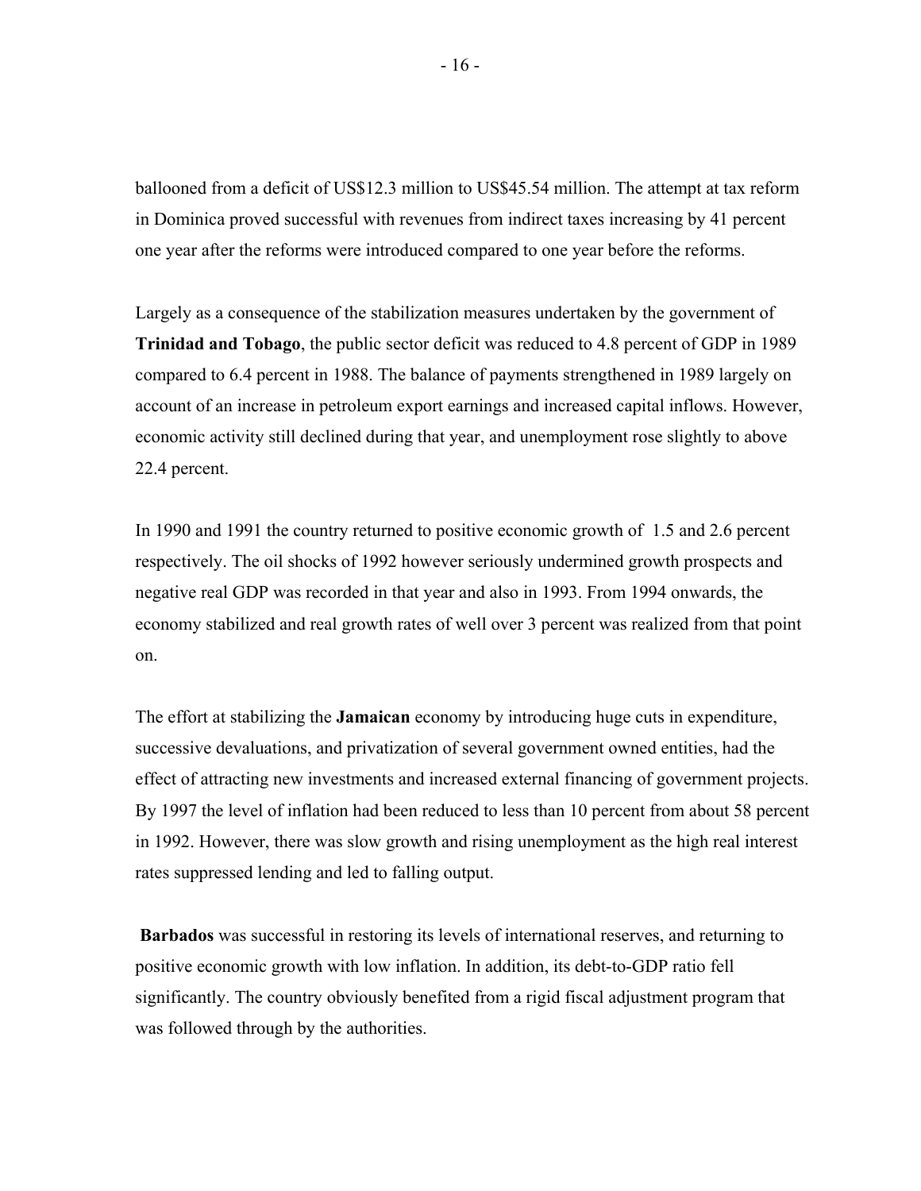ballooned from a deficit of US$12.3 million to US$45.54 million. The attempt at tax reform in Dominica proved successful with revenues from indirect taxes increasing by 41 percent one year after the reforms were introduced compared to one year before the reforms.

Largely as a consequence of the stabilization measures undertaken by the government of **Trinidad and Tobago**, the public sector deficit was reduced to 4.8 percent of GDP in 1989 compared to 6.4 percent in 1988. The balance of payments strengthened in 1989 largely on account of an increase in petroleum export earnings and increased capital inflows. However, economic activity still declined during that year, and unemployment rose slightly to above 22.4 percent.

In 1990 and 1991 the country returned to positive economic growth of 1.5 and 2.6 percent respectively. The oil shocks of 1992 however seriously undermined growth prospects and negative real GDP was recorded in that year and also in 1993. From 1994 onwards, the economy stabilized and real growth rates of well over 3 percent was realized from that point on.

The effort at stabilizing the **Jamaican** economy by introducing huge cuts in expenditure, successive devaluations, and privatization of several government owned entities, had the effect of attracting new investments and increased external financing of government projects. By 1997 the level of inflation had been reduced to less than 10 percent from about 58 percent in 1992. However, there was slow growth and rising unemployment as the high real interest rates suppressed lending and led to falling output.

**Barbados** was successful in restoring its levels of international reserves, and returning to positive economic growth with low inflation. In addition, its debt-to-GDP ratio fell significantly. The country obviously benefited from a rigid fiscal adjustment program that was followed through by the authorities.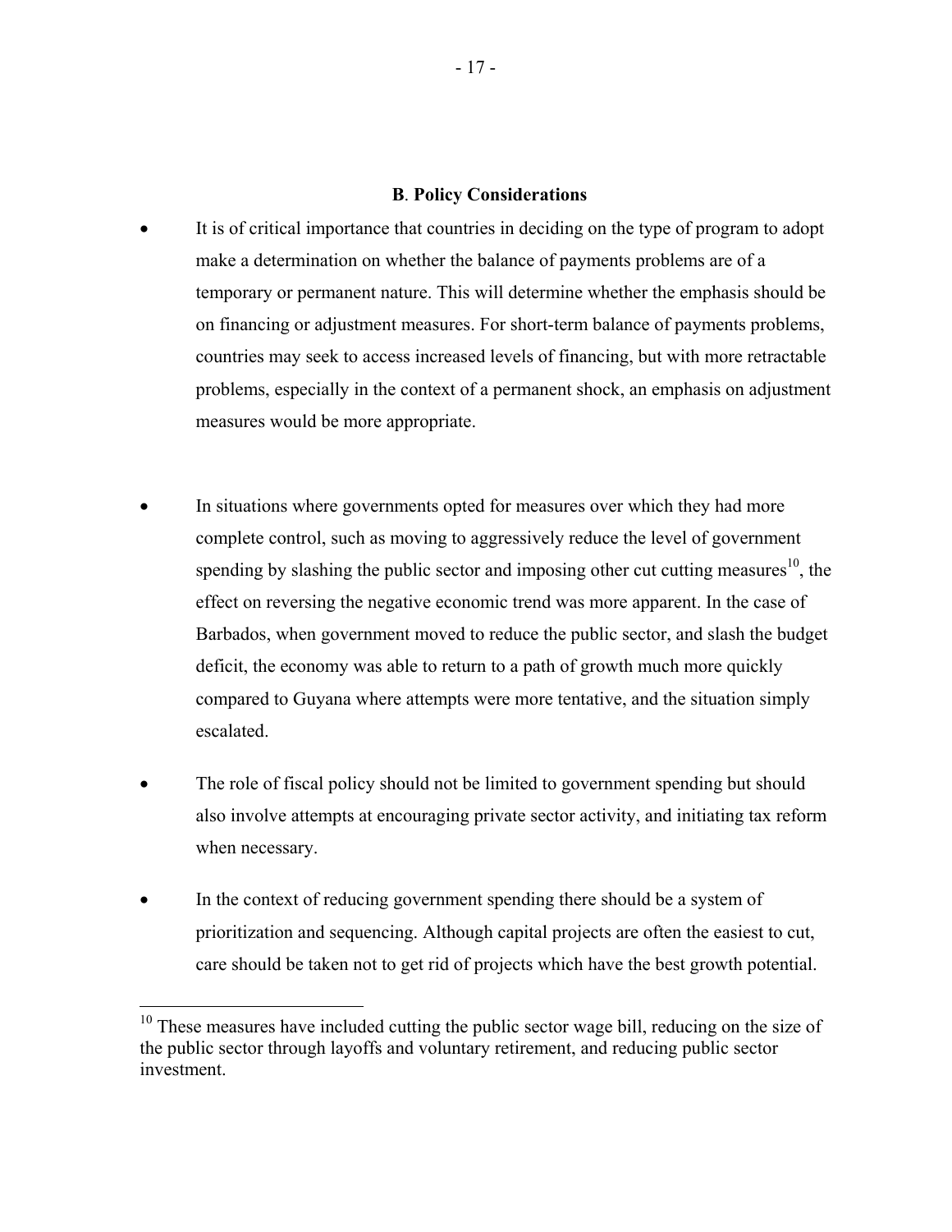### B. Policy Considerations

- It is of critical importance that countries in deciding on the type of program to adopt make a determination on whether the balance of payments problems are of a temporary or permanent nature. This will determine whether the emphasis should be on financing or adjustment measures. For short-term balance of payments problems, countries may seek to access increased levels of financing, but with more retractable problems, especially in the context of a permanent shock, an emphasis on adjustment measures would be more appropriate.

- In situations where governments opted for measures over which they had more complete control, such as moving to aggressively reduce the level of government spending by slashing the public sector and imposing other cut cutting measures[10], the effect on reversing the negative economic trend was more apparent. In the case of Barbados, when government moved to reduce the public sector, and slash the budget deficit, the economy was able to return to a path of growth much more quickly compared to Guyana where attempts were more tentative, and the situation simply escalated.

- The role of fiscal policy should not be limited to government spending but should also involve attempts at encouraging private sector activity, and initiating tax reform when necessary.

- In the context of reducing government spending there should be a system of prioritization and sequencing. Although capital projects are often the easiest to cut, care should be taken not to get rid of projects which have the best growth potential.

---

[10] These measures have included cutting the public sector wage bill, reducing on the size of the public sector through layoffs and voluntary retirement, and reducing public sector investment.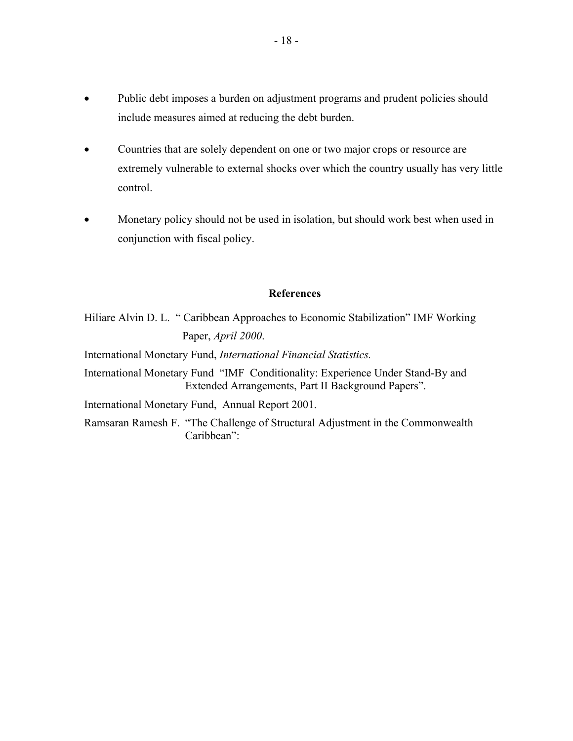- Public debt imposes a burden on adjustment programs and prudent policies should include measures aimed at reducing the debt burden.

- Countries that are solely dependent on one or two major crops or resource are extremely vulnerable to external shocks over which the country usually has very little control.

- Monetary policy should not be used in isolation, but should work best when used in conjunction with fiscal policy.

## References

Hiliare Alvin D. L. " Caribbean Approaches to Economic Stabilization" IMF Working Paper, *April 2000*.

International Monetary Fund, *International Financial Statistics.*

International Monetary Fund "IMF Conditionality: Experience Under Stand-By and Extended Arrangements, Part II Background Papers".

International Monetary Fund, Annual Report 2001.

Ramsaran Ramesh F. "The Challenge of Structural Adjustment in the Commonwealth Caribbean":